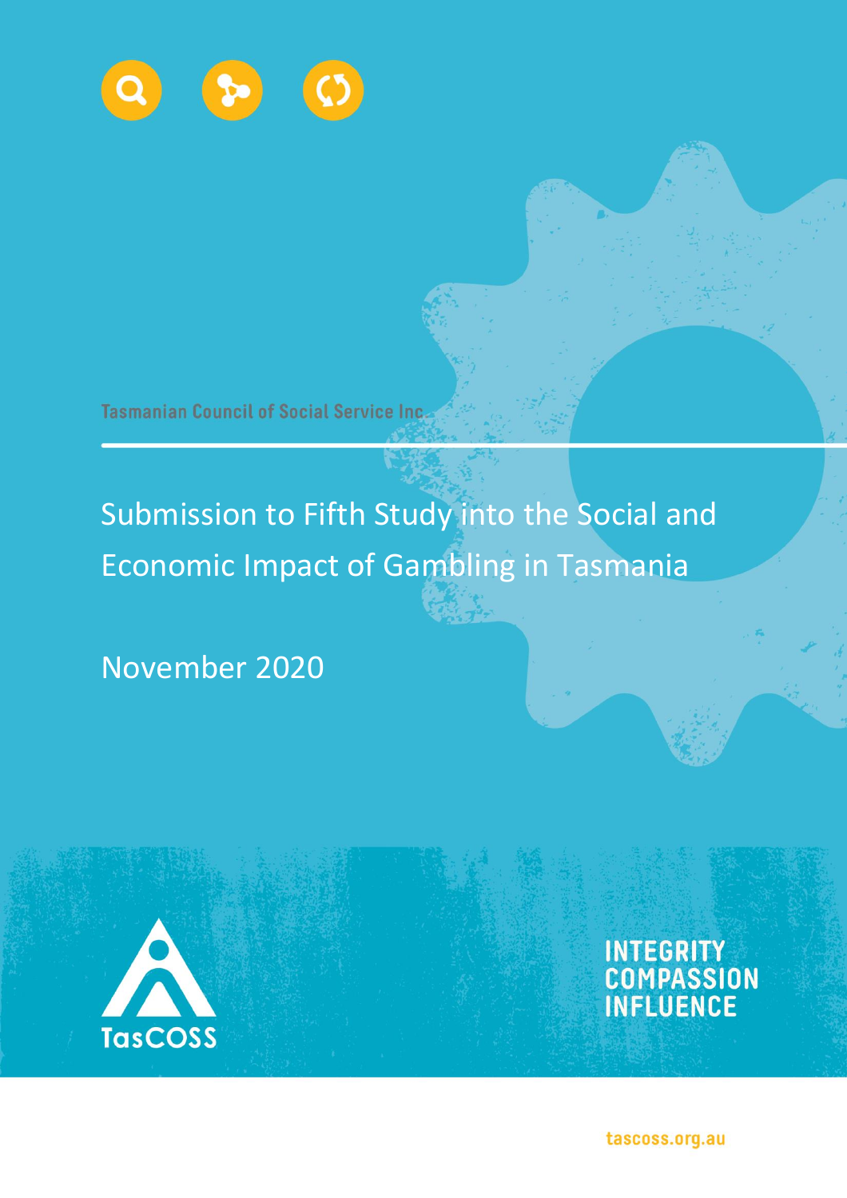Tasmanian Council of Social Service Inc.

# Submission to Fifth Study into the Social and Economic Impact of Gambling in Tasmania

November 2020

TasCOSS

INTEGRITY
COMPASSION
INFLUENCE

tascoss.org.au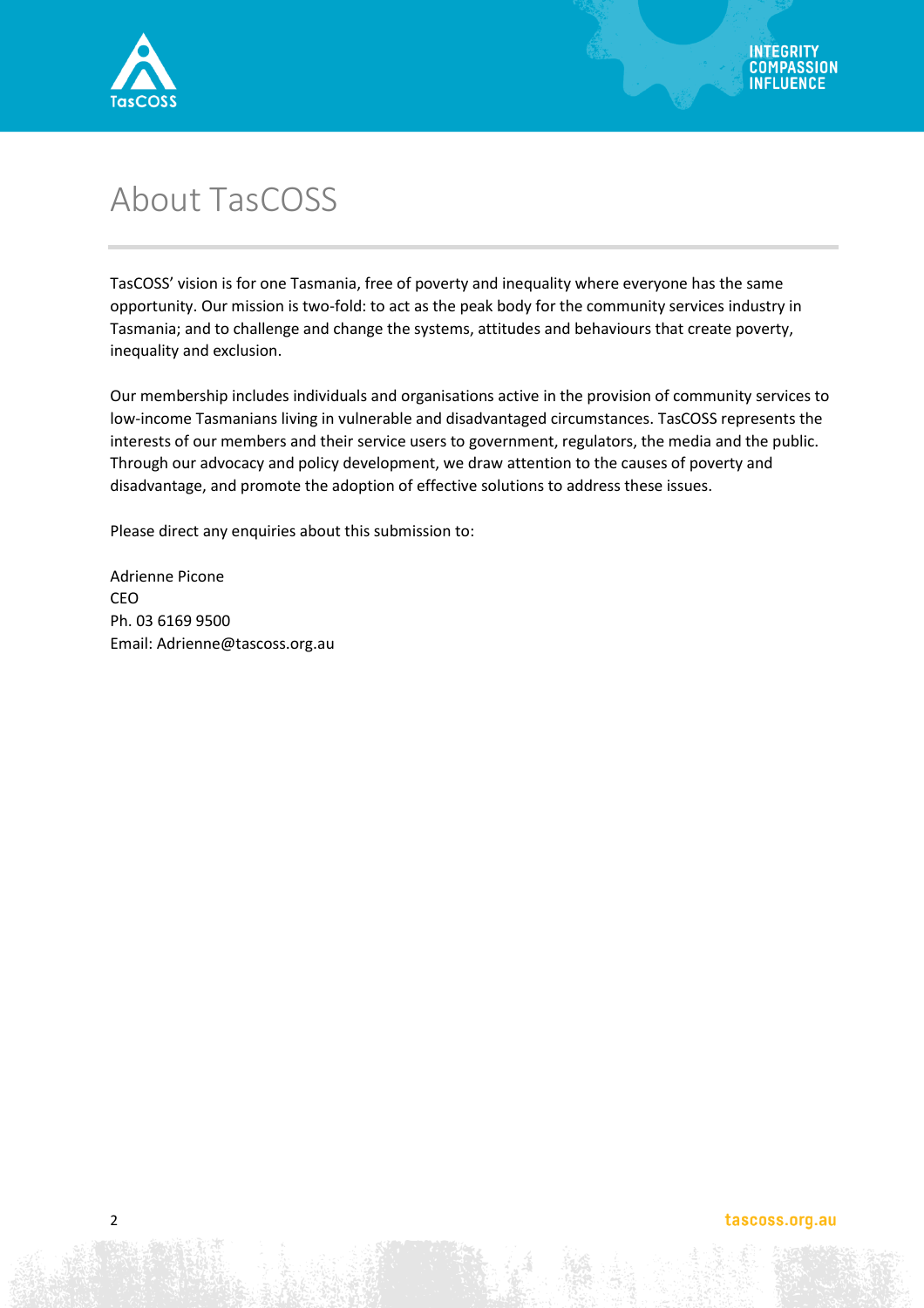# About TasCOSS

TasCOSS' vision is for one Tasmania, free of poverty and inequality where everyone has the same opportunity. Our mission is two-fold: to act as the peak body for the community services industry in Tasmania; and to challenge and change the systems, attitudes and behaviours that create poverty, inequality and exclusion.

Our membership includes individuals and organisations active in the provision of community services to low-income Tasmanians living in vulnerable and disadvantaged circumstances. TasCOSS represents the interests of our members and their service users to government, regulators, the media and the public. Through our advocacy and policy development, we draw attention to the causes of poverty and disadvantage, and promote the adoption of effective solutions to address these issues.

Please direct any enquiries about this submission to:

Adrienne Picone
CEO
Ph. 03 6169 9500
Email: Adrienne@tascoss.org.au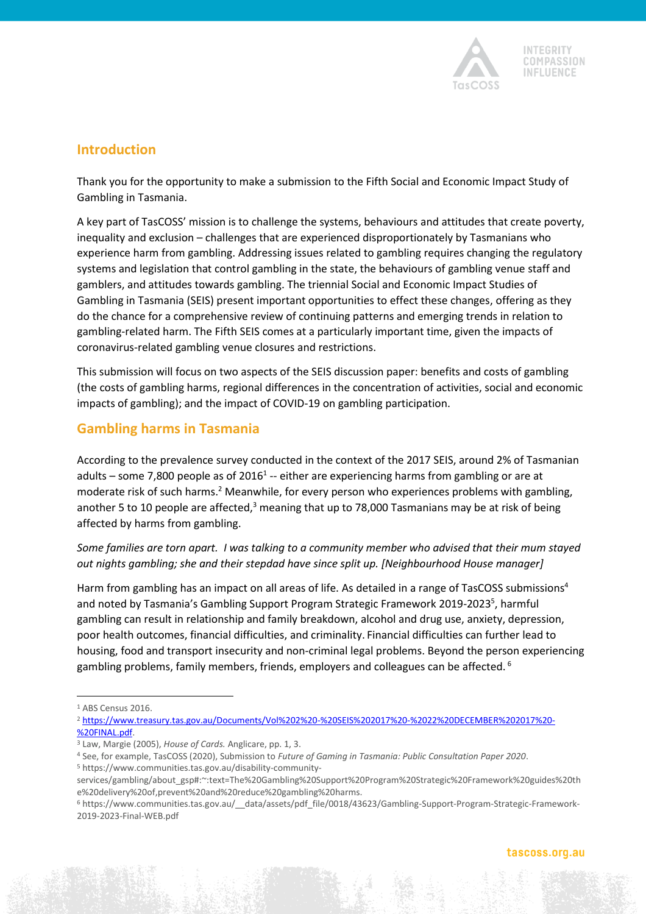## Introduction

Thank you for the opportunity to make a submission to the Fifth Social and Economic Impact Study of Gambling in Tasmania.

A key part of TasCOSS' mission is to challenge the systems, behaviours and attitudes that create poverty, inequality and exclusion – challenges that are experienced disproportionately by Tasmanians who experience harm from gambling. Addressing issues related to gambling requires changing the regulatory systems and legislation that control gambling in the state, the behaviours of gambling venue staff and gamblers, and attitudes towards gambling. The triennial Social and Economic Impact Studies of Gambling in Tasmania (SEIS) present important opportunities to effect these changes, offering as they do the chance for a comprehensive review of continuing patterns and emerging trends in relation to gambling-related harm. The Fifth SEIS comes at a particularly important time, given the impacts of coronavirus-related gambling venue closures and restrictions.

This submission will focus on two aspects of the SEIS discussion paper: benefits and costs of gambling (the costs of gambling harms, regional differences in the concentration of activities, social and economic impacts of gambling); and the impact of COVID-19 on gambling participation.

## Gambling harms in Tasmania

According to the prevalence survey conducted in the context of the 2017 SEIS, around 2% of Tasmanian adults – some 7,800 people as of 2016[1] -- either are experiencing harms from gambling or are at moderate risk of such harms.[2] Meanwhile, for every person who experiences problems with gambling, another 5 to 10 people are affected,[3] meaning that up to 78,000 Tasmanians may be at risk of being affected by harms from gambling.

*Some families are torn apart. I was talking to a community member who advised that their mum stayed out nights gambling; she and their stepdad have since split up. [Neighbourhood House manager]*

Harm from gambling has an impact on all areas of life. As detailed in a range of TasCOSS submissions[4] and noted by Tasmania's Gambling Support Program Strategic Framework 2019-2023[5], harmful gambling can result in relationship and family breakdown, alcohol and drug use, anxiety, depression, poor health outcomes, financial difficulties, and criminality. Financial difficulties can further lead to housing, food and transport insecurity and non-criminal legal problems. Beyond the person experiencing gambling problems, family members, friends, employers and colleagues can be affected.[6]

---

[1] ABS Census 2016.

[2] https://www.treasury.tas.gov.au/Documents/Vol%202%20-%20SEIS%202017%20-%2022%20DECEMBER%202017%20-%20FINAL.pdf.

[3] Law, Margie (2005), *House of Cards.* Anglicare, pp. 1, 3.

[4] See, for example, TasCOSS (2020), Submission to *Future of Gaming in Tasmania: Public Consultation Paper 2020*.

[5] https://www.communities.tas.gov.au/disability-community-services/gambling/about_gsp#:~:text=The%20Gambling%20Support%20Program%20Strategic%20Framework%20guides%20the%20delivery%20of,prevent%20and%20reduce%20gambling%20harms.

[6] https://www.communities.tas.gov.au/__data/assets/pdf_file/0018/43623/Gambling-Support-Program-Strategic-Framework-2019-2023-Final-WEB.pdf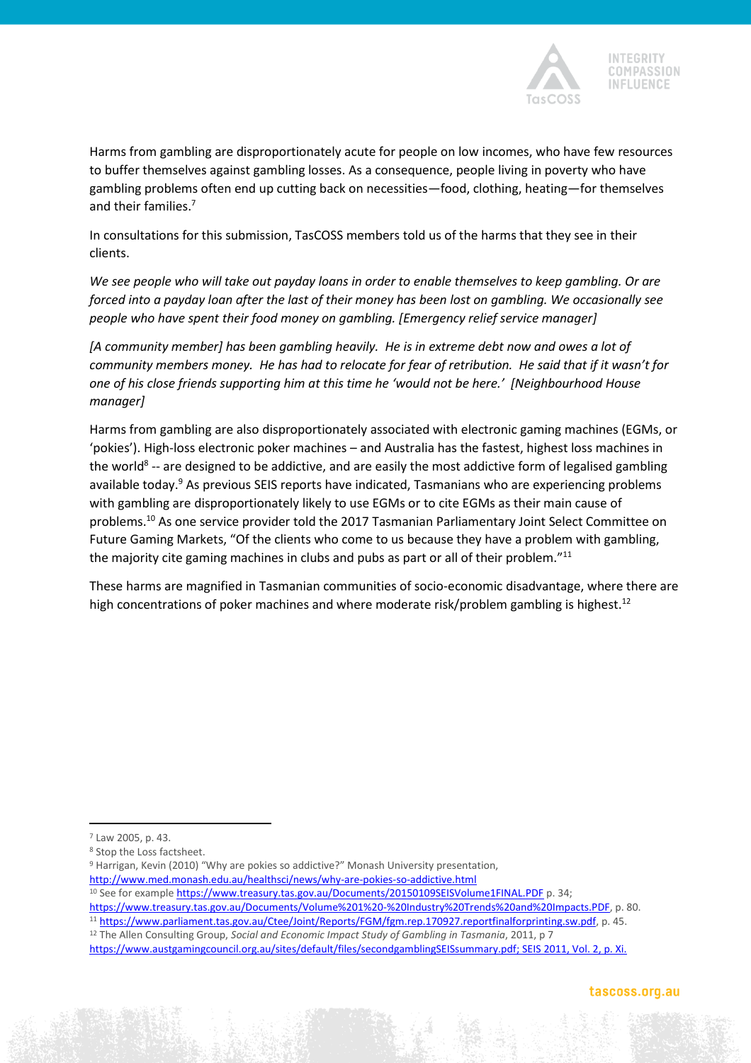Harms from gambling are disproportionately acute for people on low incomes, who have few resources to buffer themselves against gambling losses. As a consequence, people living in poverty who have gambling problems often end up cutting back on necessities—food, clothing, heating—for themselves and their families.[7]

In consultations for this submission, TasCOSS members told us of the harms that they see in their clients.

*We see people who will take out payday loans in order to enable themselves to keep gambling. Or are forced into a payday loan after the last of their money has been lost on gambling. We occasionally see people who have spent their food money on gambling. [Emergency relief service manager]*

*[A community member] has been gambling heavily. He is in extreme debt now and owes a lot of community members money. He has had to relocate for fear of retribution. He said that if it wasn't for one of his close friends supporting him at this time he 'would not be here.' [Neighbourhood House manager]*

Harms from gambling are also disproportionately associated with electronic gaming machines (EGMs, or 'pokies'). High-loss electronic poker machines – and Australia has the fastest, highest loss machines in the world[8] -- are designed to be addictive, and are easily the most addictive form of legalised gambling available today.[9] As previous SEIS reports have indicated, Tasmanians who are experiencing problems with gambling are disproportionately likely to use EGMs or to cite EGMs as their main cause of problems.[10] As one service provider told the 2017 Tasmanian Parliamentary Joint Select Committee on Future Gaming Markets, "Of the clients who come to us because they have a problem with gambling, the majority cite gaming machines in clubs and pubs as part or all of their problem."[11]

These harms are magnified in Tasmanian communities of socio-economic disadvantage, where there are high concentrations of poker machines and where moderate risk/problem gambling is highest.[12]

---

[7] Law 2005, p. 43.

[8] Stop the Loss factsheet.

[9] Harrigan, Kevin (2010) "Why are pokies so addictive?" Monash University presentation, http://www.med.monash.edu.au/healthsci/news/why-are-pokies-so-addictive.html

[10] See for example https://www.treasury.tas.gov.au/Documents/20150109SEISVolume1FINAL.PDF p. 34; https://www.treasury.tas.gov.au/Documents/Volume%201%20-%20Industry%20Trends%20and%20Impacts.PDF, p. 80.

[11] https://www.parliament.tas.gov.au/Ctee/Joint/Reports/FGM/fgm.rep.170927.reportfinalforprinting.sw.pdf, p. 45.

[12] The Allen Consulting Group, *Social and Economic Impact Study of Gambling in Tasmania*, 2011, p 7 https://www.austgamingcouncil.org.au/sites/default/files/secondgamblingSEISsummary.pdf; SEIS 2011, Vol. 2, p. Xi.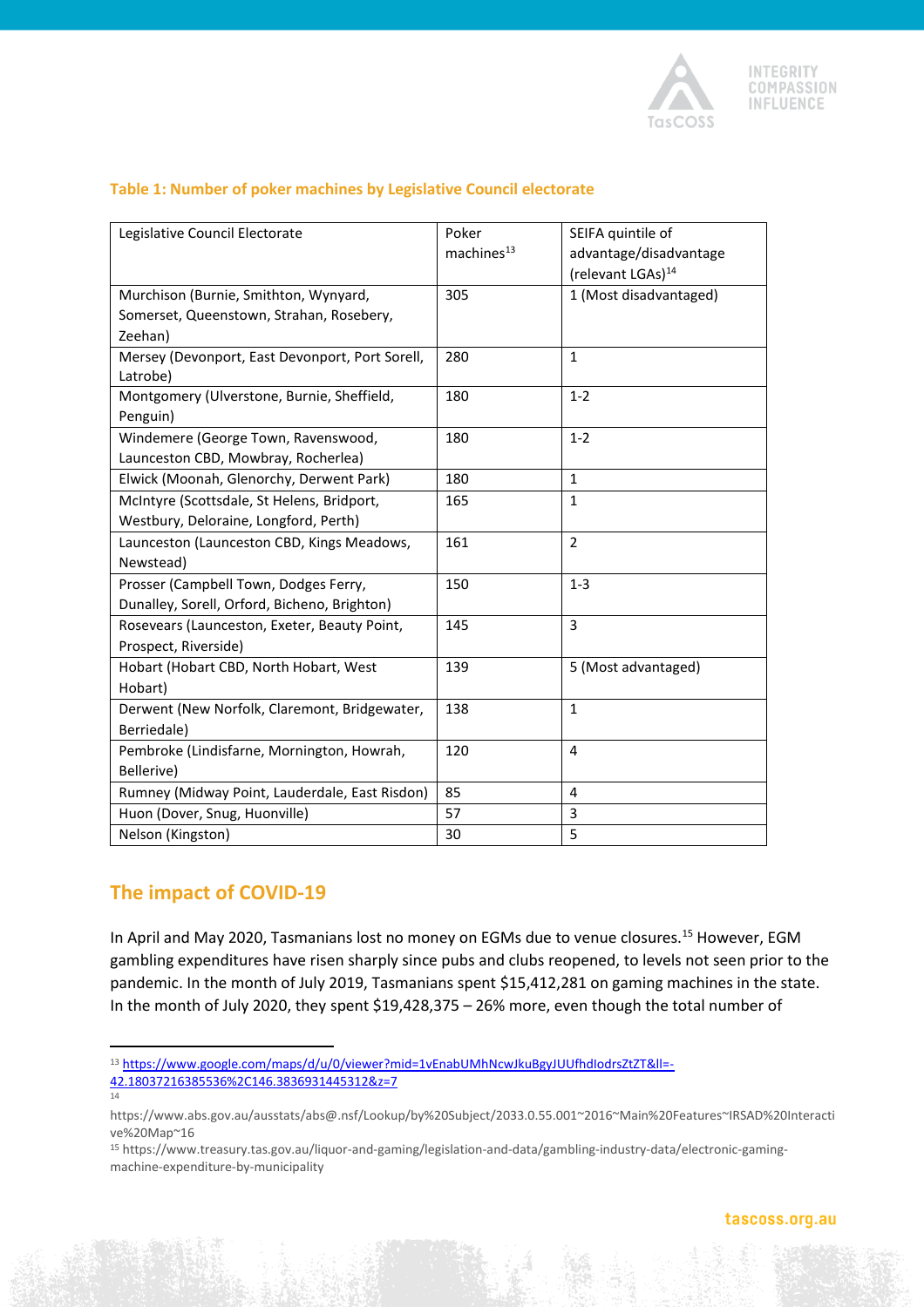**Table 1: Number of poker machines by Legislative Council electorate**

| Legislative Council Electorate | Poker machines[13] | SEIFA quintile of advantage/disadvantage (relevant LGAs)[14] |
| --- | --- | --- |
| Murchison (Burnie, Smithton, Wynyard, Somerset, Queenstown, Strahan, Rosebery, Zeehan) | 305 | 1 (Most disadvantaged) |
| Mersey (Devonport, East Devonport, Port Sorell, Latrobe) | 280 | 1 |
| Montgomery (Ulverstone, Burnie, Sheffield, Penguin) | 180 | 1-2 |
| Windemere (George Town, Ravenswood, Launceston CBD, Mowbray, Rocherlea) | 180 | 1-2 |
| Elwick (Moonah, Glenorchy, Derwent Park) | 180 | 1 |
| McIntyre (Scottsdale, St Helens, Bridport, Westbury, Deloraine, Longford, Perth) | 165 | 1 |
| Launceston (Launceston CBD, Kings Meadows, Newstead) | 161 | 2 |
| Prosser (Campbell Town, Dodges Ferry, Dunalley, Sorell, Orford, Bicheno, Brighton) | 150 | 1-3 |
| Rosevears (Launceston, Exeter, Beauty Point, Prospect, Riverside) | 145 | 3 |
| Hobart (Hobart CBD, North Hobart, West Hobart) | 139 | 5 (Most advantaged) |
| Derwent (New Norfolk, Claremont, Bridgewater, Berriedale) | 138 | 1 |
| Pembroke (Lindisfarne, Mornington, Howrah, Bellerive) | 120 | 4 |
| Rumney (Midway Point, Lauderdale, East Risdon) | 85 | 4 |
| Huon (Dover, Snug, Huonville) | 57 | 3 |
| Nelson (Kingston) | 30 | 5 |

## The impact of COVID-19

In April and May 2020, Tasmanians lost no money on EGMs due to venue closures.[15] However, EGM gambling expenditures have risen sharply since pubs and clubs reopened, to levels not seen prior to the pandemic. In the month of July 2019, Tasmanians spent $15,412,281 on gaming machines in the state. In the month of July 2020, they spent $19,428,375 – 26% more, even though the total number of

---

[13] https://www.google.com/maps/d/u/0/viewer?mid=1vEnabUMhNcwJkuBgyJUUfhdlodrsZtZT&ll=-42.18037216385536%2C146.3836931445312&z=7

[14] https://www.abs.gov.au/ausstats/abs@.nsf/Lookup/by%20Subject/2033.0.55.001~2016~Main%20Features~IRSAD%20Interactive%20Map~16

[15] https://www.treasury.tas.gov.au/liquor-and-gaming/legislation-and-data/gambling-industry-data/electronic-gaming-machine-expenditure-by-municipality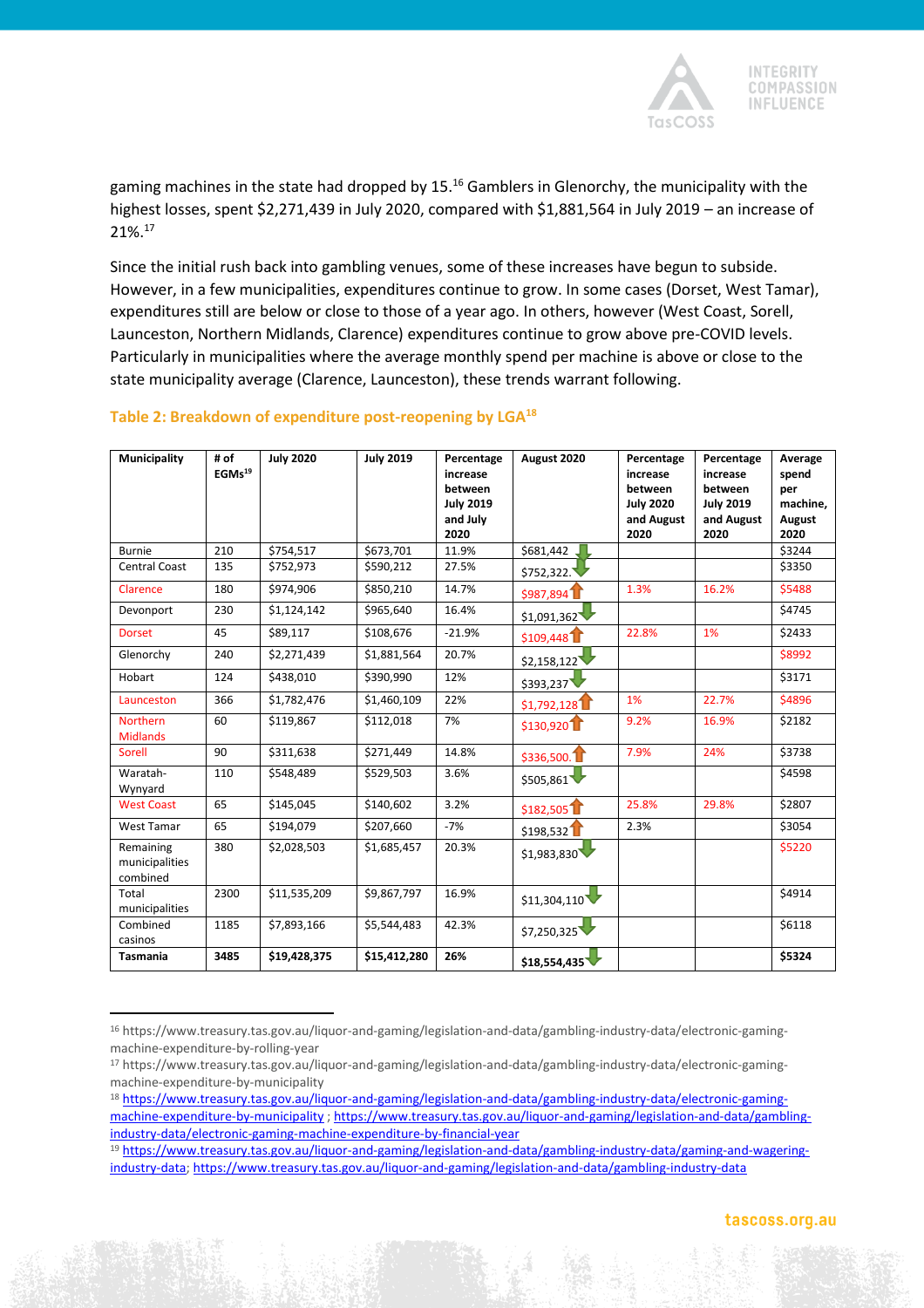gaming machines in the state had dropped by 15.[16] Gamblers in Glenorchy, the municipality with the highest losses, spent $2,271,439 in July 2020, compared with $1,881,564 in July 2019 – an increase of 21%.[17]

Since the initial rush back into gambling venues, some of these increases have begun to subside. However, in a few municipalities, expenditures continue to grow. In some cases (Dorset, West Tamar), expenditures still are below or close to those of a year ago. In others, however (West Coast, Sorell, Launceston, Northern Midlands, Clarence) expenditures continue to grow above pre-COVID levels. Particularly in municipalities where the average monthly spend per machine is above or close to the state municipality average (Clarence, Launceston), these trends warrant following.

### Table 2: Breakdown of expenditure post-reopening by LGA[18]

| Municipality | # of EGMs[19] | July 2020 | July 2019 | Percentage increase between July 2019 and July 2020 | August 2020 | Percentage increase between July 2020 and August 2020 | Percentage increase between July 2019 and August 2020 | Average spend per machine, August 2020 |
|---|---|---|---|---|---|---|---|---|
| Burnie | 210 | $754,517 | $673,701 | 11.9% | $681,442 ↓ | | | $3244 |
| Central Coast | 135 | $752,973 | $590,212 | 27.5% | $752,322. ↓ | | | $3350 |
| Clarence | 180 | $974,906 | $850,210 | 14.7% | $987,894 ↑ | 1.3% | 16.2% | $5488 |
| Devonport | 230 | $1,124,142 | $965,640 | 16.4% | $1,091,362 ↓ | | | $4745 |
| Dorset | 45 | $89,117 | $108,676 | -21.9% | $109,448 ↑ | 22.8% | 1% | $2433 |
| Glenorchy | 240 | $2,271,439 | $1,881,564 | 20.7% | $2,158,122 ↓ | | | $8992 |
| Hobart | 124 | $438,010 | $390,990 | 12% | $393,237 ↓ | | | $3171 |
| Launceston | 366 | $1,782,476 | $1,460,109 | 22% | $1,792,128 ↑ | 1% | 22.7% | $4896 |
| Northern Midlands | 60 | $119,867 | $112,018 | 7% | $130,920 ↑ | 9.2% | 16.9% | $2182 |
| Sorell | 90 | $311,638 | $271,449 | 14.8% | $336,500. ↑ | 7.9% | 24% | $3738 |
| Waratah-Wynyard | 110 | $548,489 | $529,503 | 3.6% | $505,861 ↓ | | | $4598 |
| West Coast | 65 | $145,045 | $140,602 | 3.2% | $182,505 ↑ | 25.8% | 29.8% | $2807 |
| West Tamar | 65 | $194,079 | $207,660 | -7% | $198,532 ↑ | 2.3% | | $3054 |
| Remaining municipalities combined | 380 | $2,028,503 | $1,685,457 | 20.3% | $1,983,830 ↓ | | | $5220 |
| Total municipalities | 2300 | $11,535,209 | $9,867,797 | 16.9% | $11,304,110 ↓ | | | $4914 |
| Combined casinos | 1185 | $7,893,166 | $5,544,483 | 42.3% | $7,250,325 ↓ | | | $6118 |
| **Tasmania** | **3485** | **$19,428,375** | **$15,412,280** | **26%** | **$18,554,435** ↓ | | | **$5324** |

---

[16] https://www.treasury.tas.gov.au/liquor-and-gaming/legislation-and-data/gambling-industry-data/electronic-gaming-machine-expenditure-by-rolling-year

[17] https://www.treasury.tas.gov.au/liquor-and-gaming/legislation-and-data/gambling-industry-data/electronic-gaming-machine-expenditure-by-municipality

[18] https://www.treasury.tas.gov.au/liquor-and-gaming/legislation-and-data/gambling-industry-data/electronic-gaming-machine-expenditure-by-municipality ; https://www.treasury.tas.gov.au/liquor-and-gaming/legislation-and-data/gambling-industry-data/electronic-gaming-machine-expenditure-by-financial-year

[19] https://www.treasury.tas.gov.au/liquor-and-gaming/legislation-and-data/gambling-industry-data/gaming-and-wagering-industry-data; https://www.treasury.tas.gov.au/liquor-and-gaming/legislation-and-data/gambling-industry-data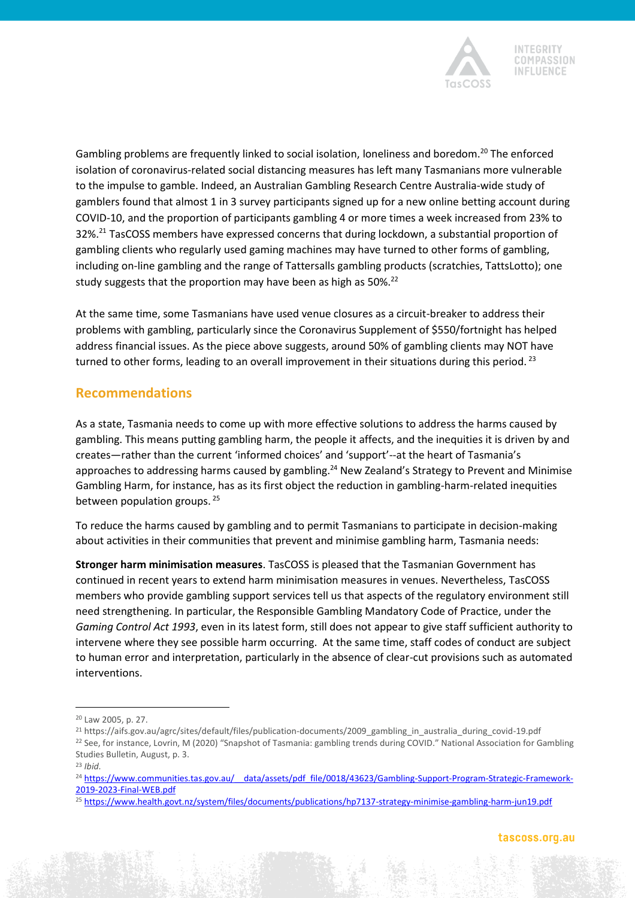Gambling problems are frequently linked to social isolation, loneliness and boredom.[20] The enforced isolation of coronavirus-related social distancing measures has left many Tasmanians more vulnerable to the impulse to gamble. Indeed, an Australian Gambling Research Centre Australia-wide study of gamblers found that almost 1 in 3 survey participants signed up for a new online betting account during COVID-10, and the proportion of participants gambling 4 or more times a week increased from 23% to 32%.[21] TasCOSS members have expressed concerns that during lockdown, a substantial proportion of gambling clients who regularly used gaming machines may have turned to other forms of gambling, including on-line gambling and the range of Tattersalls gambling products (scratchies, TattsLotto); one study suggests that the proportion may have been as high as 50%.[22]

At the same time, some Tasmanians have used venue closures as a circuit-breaker to address their problems with gambling, particularly since the Coronavirus Supplement of $550/fortnight has helped address financial issues. As the piece above suggests, around 50% of gambling clients may NOT have turned to other forms, leading to an overall improvement in their situations during this period. [23]

## Recommendations

As a state, Tasmania needs to come up with more effective solutions to address the harms caused by gambling. This means putting gambling harm, the people it affects, and the inequities it is driven by and creates—rather than the current 'informed choices' and 'support'--at the heart of Tasmania's approaches to addressing harms caused by gambling.[24] New Zealand's Strategy to Prevent and Minimise Gambling Harm, for instance, has as its first object the reduction in gambling-harm-related inequities between population groups. [25]

To reduce the harms caused by gambling and to permit Tasmanians to participate in decision-making about activities in their communities that prevent and minimise gambling harm, Tasmania needs:

**Stronger harm minimisation measures**. TasCOSS is pleased that the Tasmanian Government has continued in recent years to extend harm minimisation measures in venues. Nevertheless, TasCOSS members who provide gambling support services tell us that aspects of the regulatory environment still need strengthening. In particular, the Responsible Gambling Mandatory Code of Practice, under the *Gaming Control Act 1993*, even in its latest form, still does not appear to give staff sufficient authority to intervene where they see possible harm occurring. At the same time, staff codes of conduct are subject to human error and interpretation, particularly in the absence of clear-cut provisions such as automated interventions.

---

[20] Law 2005, p. 27.

[21] https://aifs.gov.au/agrc/sites/default/files/publication-documents/2009_gambling_in_australia_during_covid-19.pdf

[22] See, for instance, Lovrin, M (2020) "Snapshot of Tasmania: gambling trends during COVID." National Association for Gambling Studies Bulletin, August, p. 3.

[23] *Ibid.*

[24] https://www.communities.tas.gov.au/__data/assets/pdf_file/0018/43623/Gambling-Support-Program-Strategic-Framework-2019-2023-Final-WEB.pdf

[25] https://www.health.govt.nz/system/files/documents/publications/hp7137-strategy-minimise-gambling-harm-jun19.pdf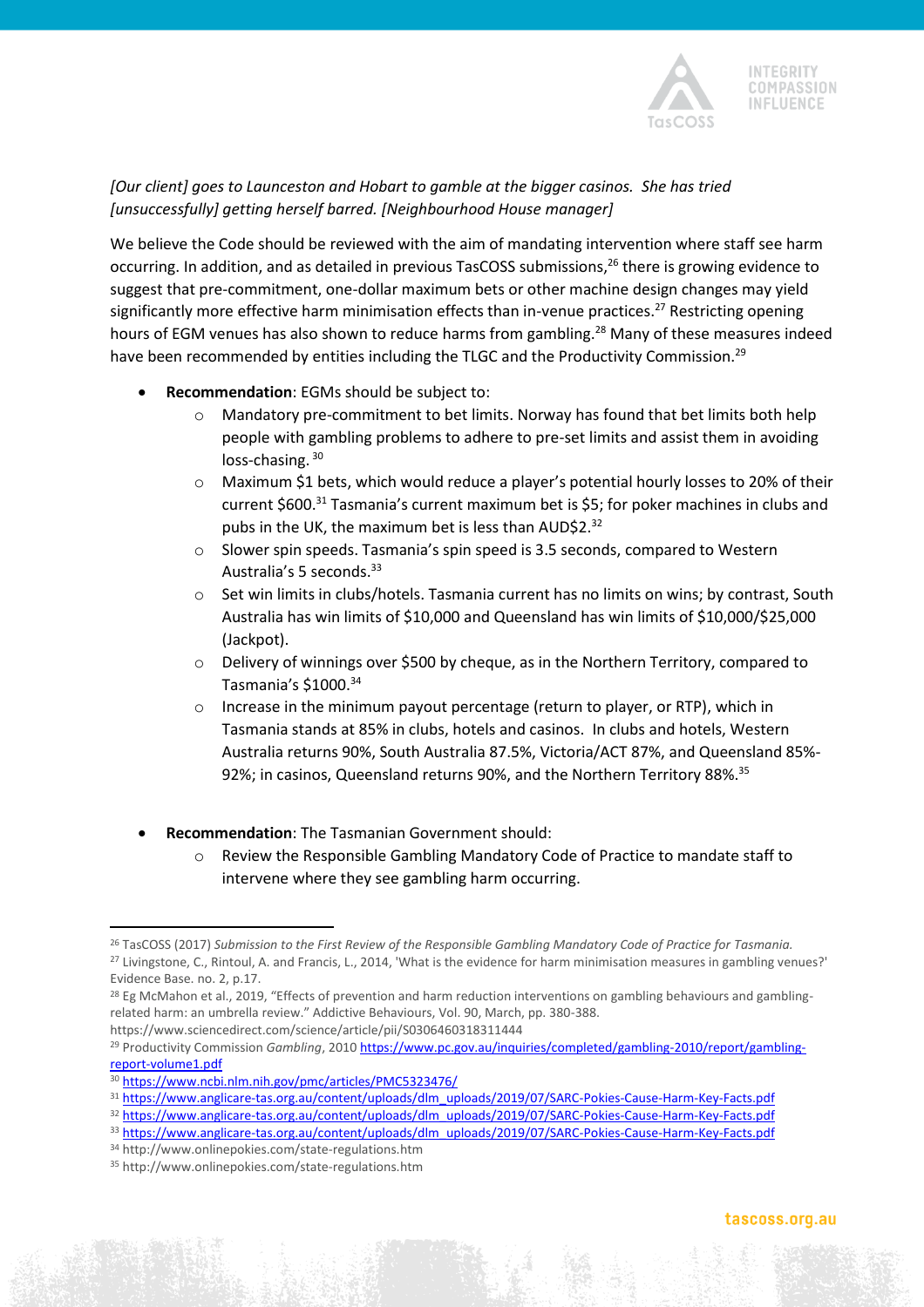*[Our client] goes to Launceston and Hobart to gamble at the bigger casinos. She has tried [unsuccessfully] getting herself barred. [Neighbourhood House manager]*

We believe the Code should be reviewed with the aim of mandating intervention where staff see harm occurring. In addition, and as detailed in previous TasCOSS submissions,[26] there is growing evidence to suggest that pre-commitment, one-dollar maximum bets or other machine design changes may yield significantly more effective harm minimisation effects than in-venue practices.[27] Restricting opening hours of EGM venues has also shown to reduce harms from gambling.[28] Many of these measures indeed have been recommended by entities including the TLGC and the Productivity Commission.[29]

- **Recommendation**: EGMs should be subject to:
  - Mandatory pre-commitment to bet limits. Norway has found that bet limits both help people with gambling problems to adhere to pre-set limits and assist them in avoiding loss-chasing.[30]
  - Maximum $1 bets, which would reduce a player's potential hourly losses to 20% of their current $600.[31] Tasmania's current maximum bet is $5; for poker machines in clubs and pubs in the UK, the maximum bet is less than AUD$2.[32]
  - Slower spin speeds. Tasmania's spin speed is 3.5 seconds, compared to Western Australia's 5 seconds.[33]
  - Set win limits in clubs/hotels. Tasmania current has no limits on wins; by contrast, South Australia has win limits of $10,000 and Queensland has win limits of $10,000/$25,000 (Jackpot).
  - Delivery of winnings over $500 by cheque, as in the Northern Territory, compared to Tasmania's $1000.[34]
  - Increase in the minimum payout percentage (return to player, or RTP), which in Tasmania stands at 85% in clubs, hotels and casinos. In clubs and hotels, Western Australia returns 90%, South Australia 87.5%, Victoria/ACT 87%, and Queensland 85%-92%; in casinos, Queensland returns 90%, and the Northern Territory 88%.[35]

- **Recommendation**: The Tasmanian Government should:
  - Review the Responsible Gambling Mandatory Code of Practice to mandate staff to intervene where they see gambling harm occurring.

---

[26] TasCOSS (2017) *Submission to the First Review of the Responsible Gambling Mandatory Code of Practice for Tasmania.*

[27] Livingstone, C., Rintoul, A. and Francis, L., 2014, 'What is the evidence for harm minimisation measures in gambling venues?' Evidence Base. no. 2, p.17.

[28] Eg McMahon et al., 2019, "Effects of prevention and harm reduction interventions on gambling behaviours and gambling-related harm: an umbrella review." Addictive Behaviours, Vol. 90, March, pp. 380-388. https://www.sciencedirect.com/science/article/pii/S0306460318311444

[29] Productivity Commission *Gambling*, 2010 https://www.pc.gov.au/inquiries/completed/gambling-2010/report/gambling-report-volume1.pdf

[30] https://www.ncbi.nlm.nih.gov/pmc/articles/PMC5323476/

[31] https://www.anglicare-tas.org.au/content/uploads/dlm_uploads/2019/07/SARC-Pokies-Cause-Harm-Key-Facts.pdf

[32] https://www.anglicare-tas.org.au/content/uploads/dlm_uploads/2019/07/SARC-Pokies-Cause-Harm-Key-Facts.pdf

[33] https://www.anglicare-tas.org.au/content/uploads/dlm_uploads/2019/07/SARC-Pokies-Cause-Harm-Key-Facts.pdf

[34] http://www.onlinepokies.com/state-regulations.htm

[35] http://www.onlinepokies.com/state-regulations.htm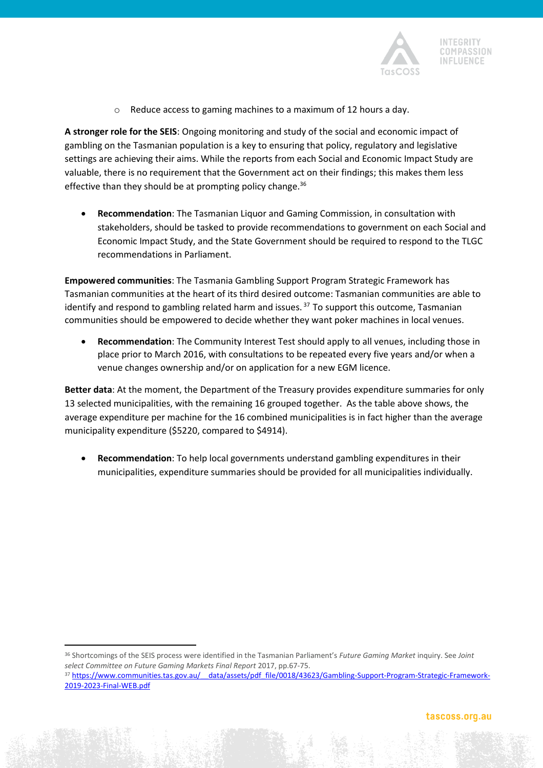- Reduce access to gaming machines to a maximum of 12 hours a day.

**A stronger role for the SEIS**: Ongoing monitoring and study of the social and economic impact of gambling on the Tasmanian population is a key to ensuring that policy, regulatory and legislative settings are achieving their aims. While the reports from each Social and Economic Impact Study are valuable, there is no requirement that the Government act on their findings; this makes them less effective than they should be at prompting policy change.[36]

- **Recommendation**: The Tasmanian Liquor and Gaming Commission, in consultation with stakeholders, should be tasked to provide recommendations to government on each Social and Economic Impact Study, and the State Government should be required to respond to the TLGC recommendations in Parliament.

**Empowered communities**: The Tasmania Gambling Support Program Strategic Framework has Tasmanian communities at the heart of its third desired outcome: Tasmanian communities are able to identify and respond to gambling related harm and issues.[37] To support this outcome, Tasmanian communities should be empowered to decide whether they want poker machines in local venues.

- **Recommendation**: The Community Interest Test should apply to all venues, including those in place prior to March 2016, with consultations to be repeated every five years and/or when a venue changes ownership and/or on application for a new EGM licence.

**Better data**: At the moment, the Department of the Treasury provides expenditure summaries for only 13 selected municipalities, with the remaining 16 grouped together. As the table above shows, the average expenditure per machine for the 16 combined municipalities is in fact higher than the average municipality expenditure ($5220, compared to $4914).

- **Recommendation**: To help local governments understand gambling expenditures in their municipalities, expenditure summaries should be provided for all municipalities individually.

---

[36] Shortcomings of the SEIS process were identified in the Tasmanian Parliament's *Future Gaming Market* inquiry. See *Joint select Committee on Future Gaming Markets Final Report* 2017, pp.67-75.

[37] https://www.communities.tas.gov.au/__data/assets/pdf_file/0018/43623/Gambling-Support-Program-Strategic-Framework-2019-2023-Final-WEB.pdf